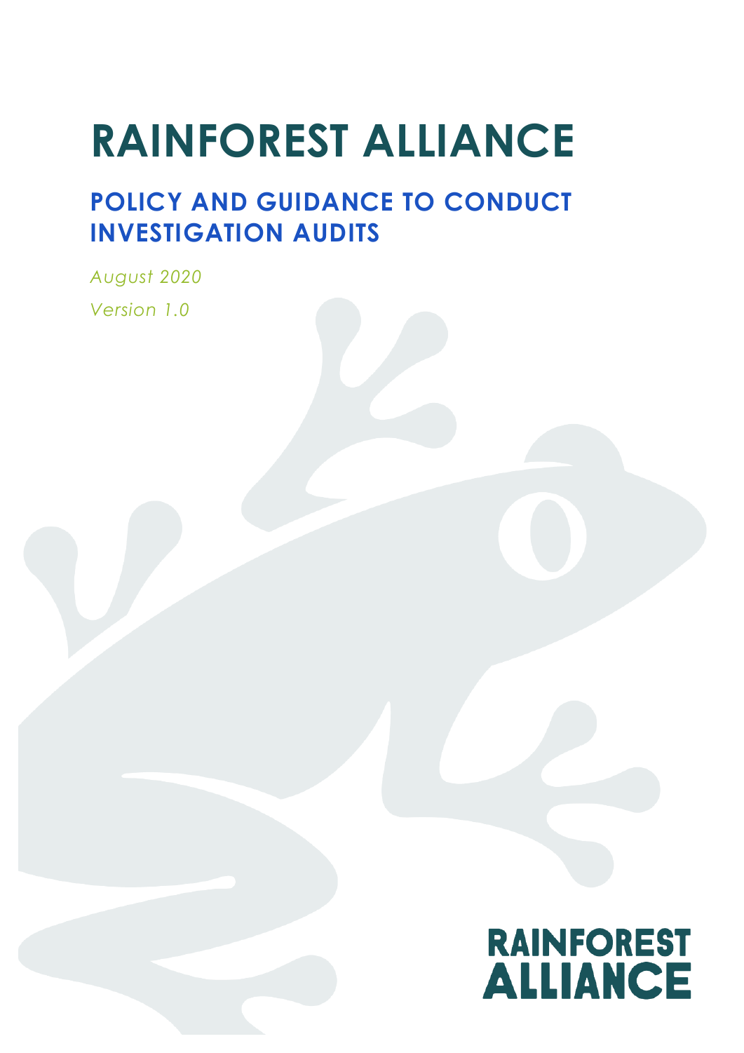# RAINFOREST ALLIANCE

## POLICY AND GUIDANCE TO CONDUCT INVESTIGATION AUDITS

*August 2020*

*Version 1.0*

RAINFOREST ALLIANCE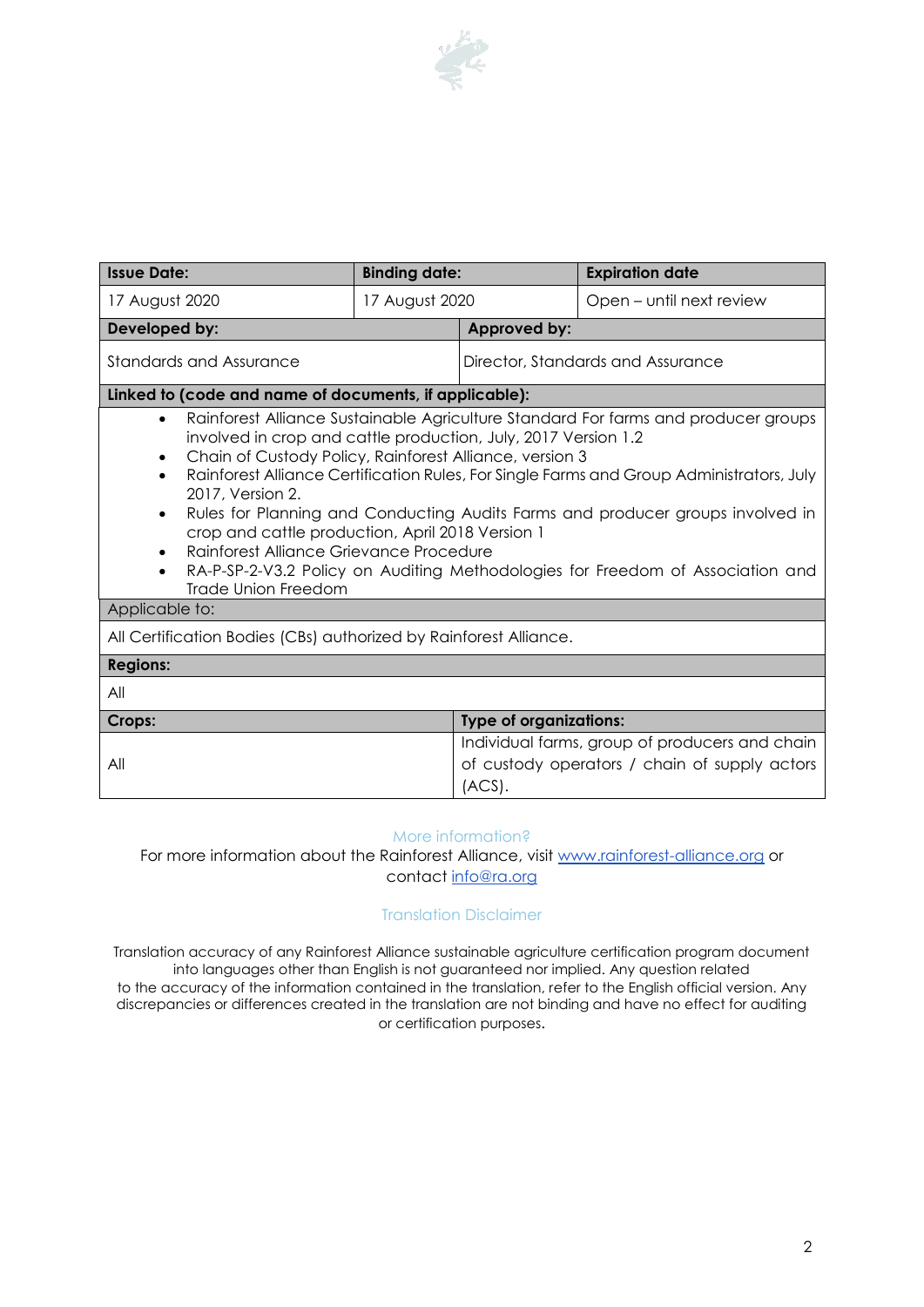| **Issue Date:** | **Binding date:** | **Expiration date** |
|---|---|---|
| 17 August 2020 | 17 August 2020 | Open – until next review |
| **Developed by:** | **Approved by:** | |
| Standards and Assurance | Director, Standards and Assurance | |

**Linked to (code and name of documents, if applicable):**

- Rainforest Alliance Sustainable Agriculture Standard For farms and producer groups involved in crop and cattle production, July, 2017 Version 1.2
- Chain of Custody Policy, Rainforest Alliance, version 3
- Rainforest Alliance Certification Rules, For Single Farms and Group Administrators, July 2017, Version 2.
- Rules for Planning and Conducting Audits Farms and producer groups involved in crop and cattle production, April 2018 Version 1
- Rainforest Alliance Grievance Procedure
- RA-P-SP-2-V3.2 Policy on Auditing Methodologies for Freedom of Association and Trade Union Freedom

**Applicable to:**

All Certification Bodies (CBs) authorized by Rainforest Alliance.

**Regions:**

All

| **Crops:** | **Type of organizations:** |
|---|---|
| All | Individual farms, group of producers and chain of custody operators / chain of supply actors (ACS). |

More information?

For more information about the Rainforest Alliance, visit [www.rainforest-alliance.org](www.rainforest-alliance.org) or contact [info@ra.org](mailto:info@ra.org)

Translation Disclaimer

Translation accuracy of any Rainforest Alliance sustainable agriculture certification program document into languages other than English is not guaranteed nor implied. Any question related to the accuracy of the information contained in the translation, refer to the English official version. Any discrepancies or differences created in the translation are not binding and have no effect for auditing or certification purposes.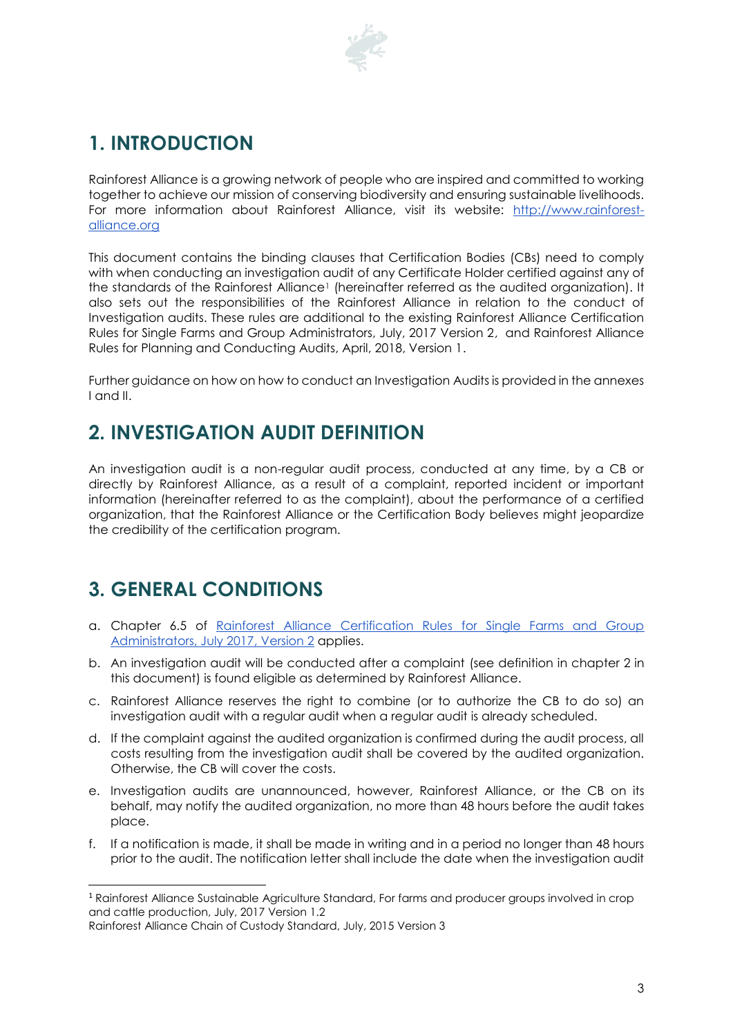## 1. INTRODUCTION

Rainforest Alliance is a growing network of people who are inspired and committed to working together to achieve our mission of conserving biodiversity and ensuring sustainable livelihoods. For more information about Rainforest Alliance, visit its website: [http://www.rainforest-alliance.org](http://www.rainforest-alliance.org)

This document contains the binding clauses that Certification Bodies (CBs) need to comply with when conducting an investigation audit of any Certificate Holder certified against any of the standards of the Rainforest Alliance[1] (hereinafter referred as the audited organization). It also sets out the responsibilities of the Rainforest Alliance in relation to the conduct of Investigation audits. These rules are additional to the existing Rainforest Alliance Certification Rules for Single Farms and Group Administrators, July, 2017 Version 2, and Rainforest Alliance Rules for Planning and Conducting Audits, April, 2018, Version 1.

Further guidance on how on how to conduct an Investigation Audits is provided in the annexes I and II.

## 2. INVESTIGATION AUDIT DEFINITION

An investigation audit is a non-regular audit process, conducted at any time, by a CB or directly by Rainforest Alliance, as a result of a complaint, reported incident or important information (hereinafter referred to as the complaint), about the performance of a certified organization, that the Rainforest Alliance or the Certification Body believes might jeopardize the credibility of the certification program.

## 3. GENERAL CONDITIONS

a. Chapter 6.5 of [Rainforest Alliance Certification Rules for Single Farms and Group Administrators, July 2017, Version 2]() applies.

b. An investigation audit will be conducted after a complaint (see definition in chapter 2 in this document) is found eligible as determined by Rainforest Alliance.

c. Rainforest Alliance reserves the right to combine (or to authorize the CB to do so) an investigation audit with a regular audit when a regular audit is already scheduled.

d. If the complaint against the audited organization is confirmed during the audit process, all costs resulting from the investigation audit shall be covered by the audited organization. Otherwise, the CB will cover the costs.

e. Investigation audits are unannounced, however, Rainforest Alliance, or the CB on its behalf, may notify the audited organization, no more than 48 hours before the audit takes place.

f. If a notification is made, it shall be made in writing and in a period no longer than 48 hours prior to the audit. The notification letter shall include the date when the investigation audit

---

[1] Rainforest Alliance Sustainable Agriculture Standard, For farms and producer groups involved in crop and cattle production, July, 2017 Version 1.2
Rainforest Alliance Chain of Custody Standard, July, 2015 Version 3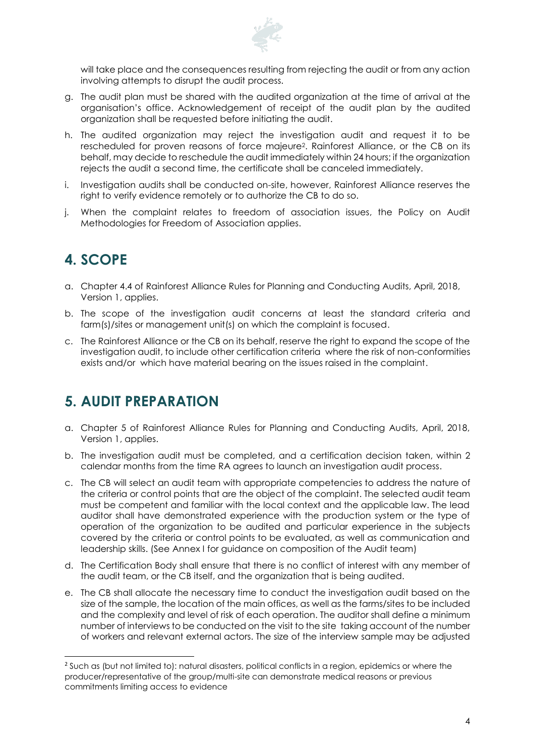will take place and the consequences resulting from rejecting the audit or from any action involving attempts to disrupt the audit process.

g. The audit plan must be shared with the audited organization at the time of arrival at the organisation's office. Acknowledgement of receipt of the audit plan by the audited organization shall be requested before initiating the audit.

h. The audited organization may reject the investigation audit and request it to be rescheduled for proven reasons of force majeure[2]. Rainforest Alliance, or the CB on its behalf, may decide to reschedule the audit immediately within 24 hours; if the organization rejects the audit a second time, the certificate shall be canceled immediately.

i. Investigation audits shall be conducted on-site, however, Rainforest Alliance reserves the right to verify evidence remotely or to authorize the CB to do so.

j. When the complaint relates to freedom of association issues, the Policy on Audit Methodologies for Freedom of Association applies.

## 4. SCOPE

a. Chapter 4.4 of Rainforest Alliance Rules for Planning and Conducting Audits, April, 2018, Version 1, applies.

b. The scope of the investigation audit concerns at least the standard criteria and farm(s)/sites or management unit(s) on which the complaint is focused.

c. The Rainforest Alliance or the CB on its behalf, reserve the right to expand the scope of the investigation audit, to include other certification criteria where the risk of non-conformities exists and/or which have material bearing on the issues raised in the complaint.

## 5. AUDIT PREPARATION

a. Chapter 5 of Rainforest Alliance Rules for Planning and Conducting Audits, April, 2018, Version 1, applies.

b. The investigation audit must be completed, and a certification decision taken, within 2 calendar months from the time RA agrees to launch an investigation audit process.

c. The CB will select an audit team with appropriate competencies to address the nature of the criteria or control points that are the object of the complaint. The selected audit team must be competent and familiar with the local context and the applicable law. The lead auditor shall have demonstrated experience with the production system or the type of operation of the organization to be audited and particular experience in the subjects covered by the criteria or control points to be evaluated, as well as communication and leadership skills. (See Annex I for guidance on composition of the Audit team)

d. The Certification Body shall ensure that there is no conflict of interest with any member of the audit team, or the CB itself, and the organization that is being audited.

e. The CB shall allocate the necessary time to conduct the investigation audit based on the size of the sample, the location of the main offices, as well as the farms/sites to be included and the complexity and level of risk of each operation. The auditor shall define a minimum number of interviews to be conducted on the visit to the site taking account of the number of workers and relevant external actors. The size of the interview sample may be adjusted

---

[2] Such as (but not limited to): natural disasters, political conflicts in a region, epidemics or where the producer/representative of the group/multi-site can demonstrate medical reasons or previous commitments limiting access to evidence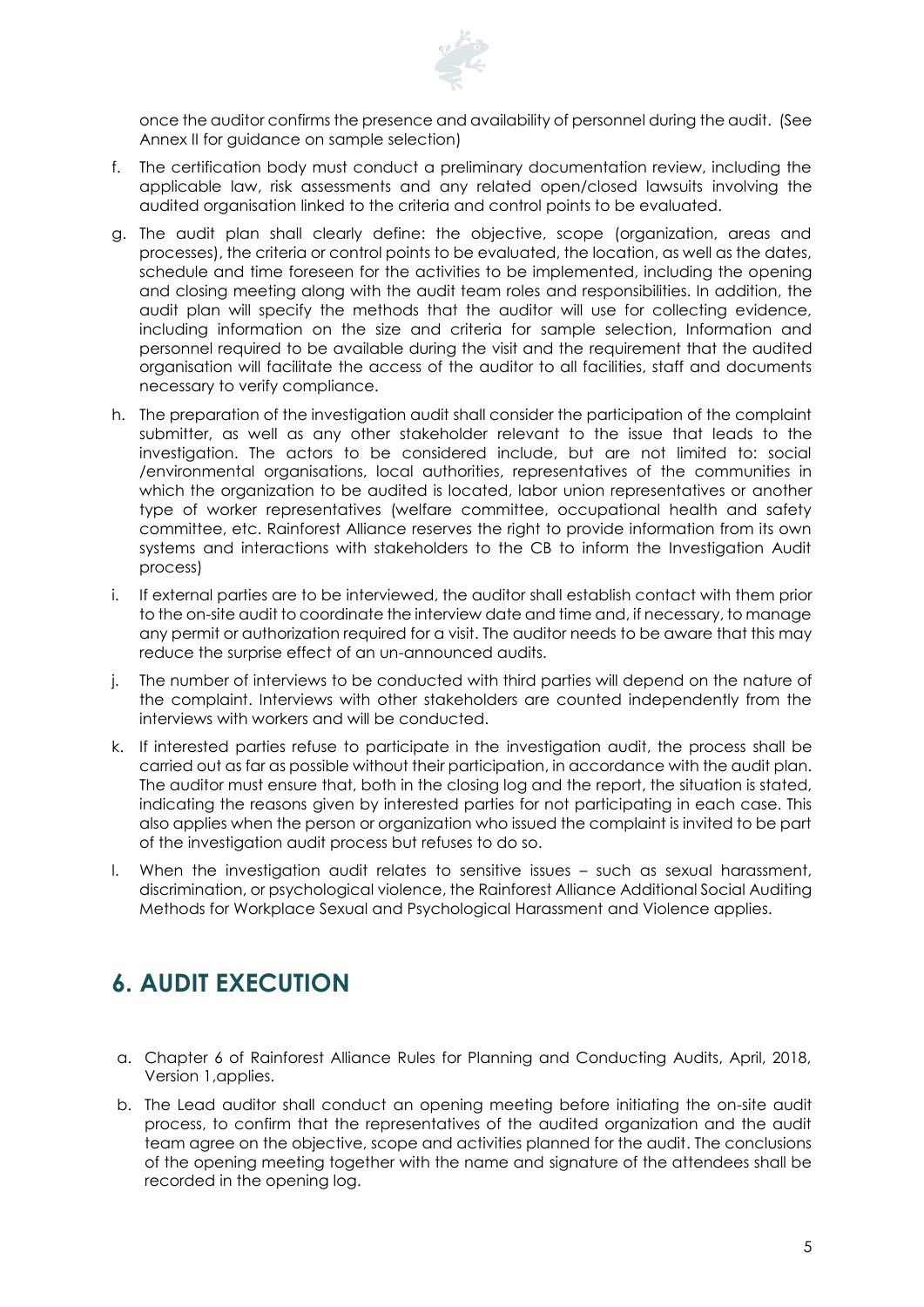once the auditor confirms the presence and availability of personnel during the audit. (See Annex II for guidance on sample selection)

f. The certification body must conduct a preliminary documentation review, including the applicable law, risk assessments and any related open/closed lawsuits involving the audited organisation linked to the criteria and control points to be evaluated.

g. The audit plan shall clearly define: the objective, scope (organization, areas and processes), the criteria or control points to be evaluated, the location, as well as the dates, schedule and time foreseen for the activities to be implemented, including the opening and closing meeting along with the audit team roles and responsibilities. In addition, the audit plan will specify the methods that the auditor will use for collecting evidence, including information on the size and criteria for sample selection, Information and personnel required to be available during the visit and the requirement that the audited organisation will facilitate the access of the auditor to all facilities, staff and documents necessary to verify compliance.

h. The preparation of the investigation audit shall consider the participation of the complaint submitter, as well as any other stakeholder relevant to the issue that leads to the investigation. The actors to be considered include, but are not limited to: social /environmental organisations, local authorities, representatives of the communities in which the organization to be audited is located, labor union representatives or another type of worker representatives (welfare committee, occupational health and safety committee, etc. Rainforest Alliance reserves the right to provide information from its own systems and interactions with stakeholders to the CB to inform the Investigation Audit process)

i. If external parties are to be interviewed, the auditor shall establish contact with them prior to the on-site audit to coordinate the interview date and time and, if necessary, to manage any permit or authorization required for a visit. The auditor needs to be aware that this may reduce the surprise effect of an un-announced audits.

j. The number of interviews to be conducted with third parties will depend on the nature of the complaint. Interviews with other stakeholders are counted independently from the interviews with workers and will be conducted.

k. If interested parties refuse to participate in the investigation audit, the process shall be carried out as far as possible without their participation, in accordance with the audit plan. The auditor must ensure that, both in the closing log and the report, the situation is stated, indicating the reasons given by interested parties for not participating in each case. This also applies when the person or organization who issued the complaint is invited to be part of the investigation audit process but refuses to do so.

l. When the investigation audit relates to sensitive issues – such as sexual harassment, discrimination, or psychological violence, the Rainforest Alliance Additional Social Auditing Methods for Workplace Sexual and Psychological Harassment and Violence applies.

# 6. AUDIT EXECUTION

a. Chapter 6 of Rainforest Alliance Rules for Planning and Conducting Audits, April, 2018, Version 1,applies.

b. The Lead auditor shall conduct an opening meeting before initiating the on-site audit process, to confirm that the representatives of the audited organization and the audit team agree on the objective, scope and activities planned for the audit. The conclusions of the opening meeting together with the name and signature of the attendees shall be recorded in the opening log.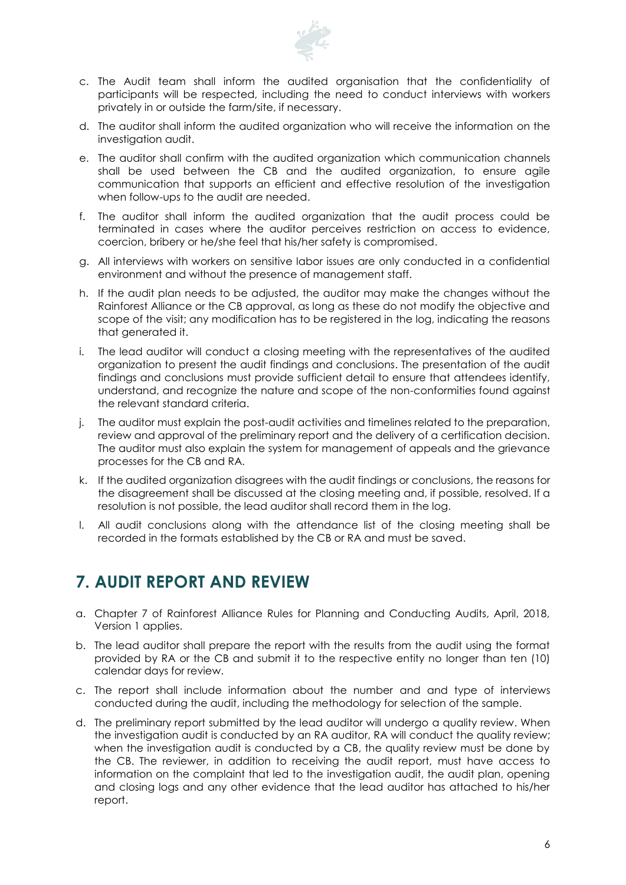c. The Audit team shall inform the audited organisation that the confidentiality of participants will be respected, including the need to conduct interviews with workers privately in or outside the farm/site, if necessary.

d. The auditor shall inform the audited organization who will receive the information on the investigation audit.

e. The auditor shall confirm with the audited organization which communication channels shall be used between the CB and the audited organization, to ensure agile communication that supports an efficient and effective resolution of the investigation when follow-ups to the audit are needed.

f. The auditor shall inform the audited organization that the audit process could be terminated in cases where the auditor perceives restriction on access to evidence, coercion, bribery or he/she feel that his/her safety is compromised.

g. All interviews with workers on sensitive labor issues are only conducted in a confidential environment and without the presence of management staff.

h. If the audit plan needs to be adjusted, the auditor may make the changes without the Rainforest Alliance or the CB approval, as long as these do not modify the objective and scope of the visit; any modification has to be registered in the log, indicating the reasons that generated it.

i. The lead auditor will conduct a closing meeting with the representatives of the audited organization to present the audit findings and conclusions. The presentation of the audit findings and conclusions must provide sufficient detail to ensure that attendees identify, understand, and recognize the nature and scope of the non-conformities found against the relevant standard criteria.

j. The auditor must explain the post-audit activities and timelines related to the preparation, review and approval of the preliminary report and the delivery of a certification decision. The auditor must also explain the system for management of appeals and the grievance processes for the CB and RA.

k. If the audited organization disagrees with the audit findings or conclusions, the reasons for the disagreement shall be discussed at the closing meeting and, if possible, resolved. If a resolution is not possible, the lead auditor shall record them in the log.

l. All audit conclusions along with the attendance list of the closing meeting shall be recorded in the formats established by the CB or RA and must be saved.

## 7. AUDIT REPORT AND REVIEW

a. Chapter 7 of Rainforest Alliance Rules for Planning and Conducting Audits, April, 2018, Version 1 applies.

b. The lead auditor shall prepare the report with the results from the audit using the format provided by RA or the CB and submit it to the respective entity no longer than ten (10) calendar days for review.

c. The report shall include information about the number and and type of interviews conducted during the audit, including the methodology for selection of the sample.

d. The preliminary report submitted by the lead auditor will undergo a quality review. When the investigation audit is conducted by an RA auditor, RA will conduct the quality review; when the investigation audit is conducted by a CB, the quality review must be done by the CB. The reviewer, in addition to receiving the audit report, must have access to information on the complaint that led to the investigation audit, the audit plan, opening and closing logs and any other evidence that the lead auditor has attached to his/her report.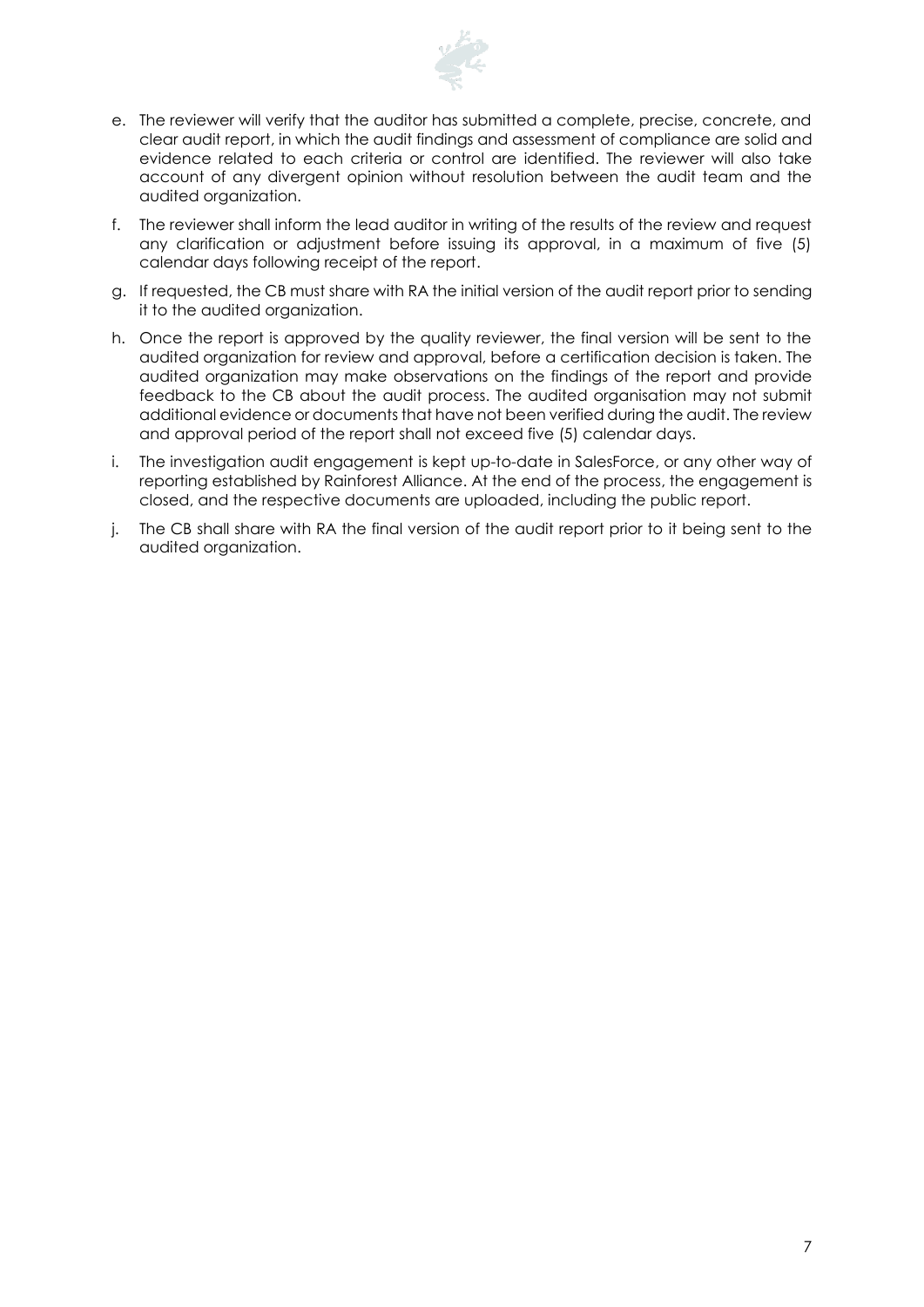e. The reviewer will verify that the auditor has submitted a complete, precise, concrete, and clear audit report, in which the audit findings and assessment of compliance are solid and evidence related to each criteria or control are identified. The reviewer will also take account of any divergent opinion without resolution between the audit team and the audited organization.
f. The reviewer shall inform the lead auditor in writing of the results of the review and request any clarification or adjustment before issuing its approval, in a maximum of five (5) calendar days following receipt of the report.
g. If requested, the CB must share with RA the initial version of the audit report prior to sending it to the audited organization.
h. Once the report is approved by the quality reviewer, the final version will be sent to the audited organization for review and approval, before a certification decision is taken. The audited organization may make observations on the findings of the report and provide feedback to the CB about the audit process. The audited organisation may not submit additional evidence or documents that have not been verified during the audit. The review and approval period of the report shall not exceed five (5) calendar days.
i. The investigation audit engagement is kept up-to-date in SalesForce, or any other way of reporting established by Rainforest Alliance. At the end of the process, the engagement is closed, and the respective documents are uploaded, including the public report.
j. The CB shall share with RA the final version of the audit report prior to it being sent to the audited organization.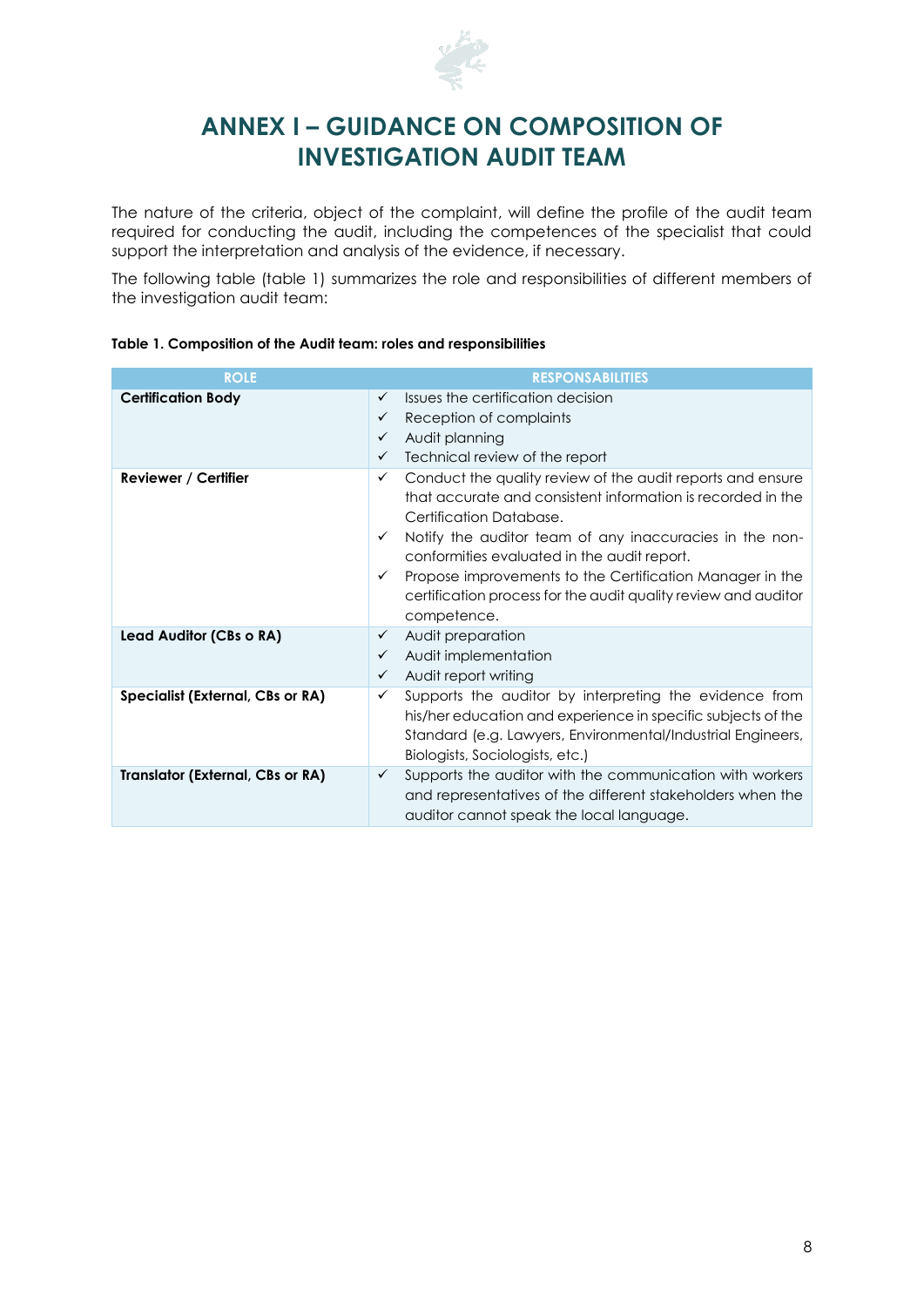# ANNEX I – GUIDANCE ON COMPOSITION OF INVESTIGATION AUDIT TEAM

The nature of the criteria, object of the complaint, will define the profile of the audit team required for conducting the audit, including the competences of the specialist that could support the interpretation and analysis of the evidence, if necessary.

The following table (table 1) summarizes the role and responsibilities of different members of the investigation audit team:

**Table 1. Composition of the Audit team: roles and responsibilities**

| ROLE | RESPONSABILITIES |
|---|---|
| **Certification Body** | ✓ Issues the certification decision<br>✓ Reception of complaints<br>✓ Audit planning<br>✓ Technical review of the report |
| **Reviewer / Certifier** | ✓ Conduct the quality review of the audit reports and ensure that accurate and consistent information is recorded in the Certification Database.<br>✓ Notify the auditor team of any inaccuracies in the non-conformities evaluated in the audit report.<br>✓ Propose improvements to the Certification Manager in the certification process for the audit quality review and auditor competence. |
| **Lead Auditor (CBs o RA)** | ✓ Audit preparation<br>✓ Audit implementation<br>✓ Audit report writing |
| **Specialist (External, CBs or RA)** | ✓ Supports the auditor by interpreting the evidence from his/her education and experience in specific subjects of the Standard (e.g. Lawyers, Environmental/Industrial Engineers, Biologists, Sociologists, etc.) |
| **Translator (External, CBs or RA)** | ✓ Supports the auditor with the communication with workers and representatives of the different stakeholders when the auditor cannot speak the local language. |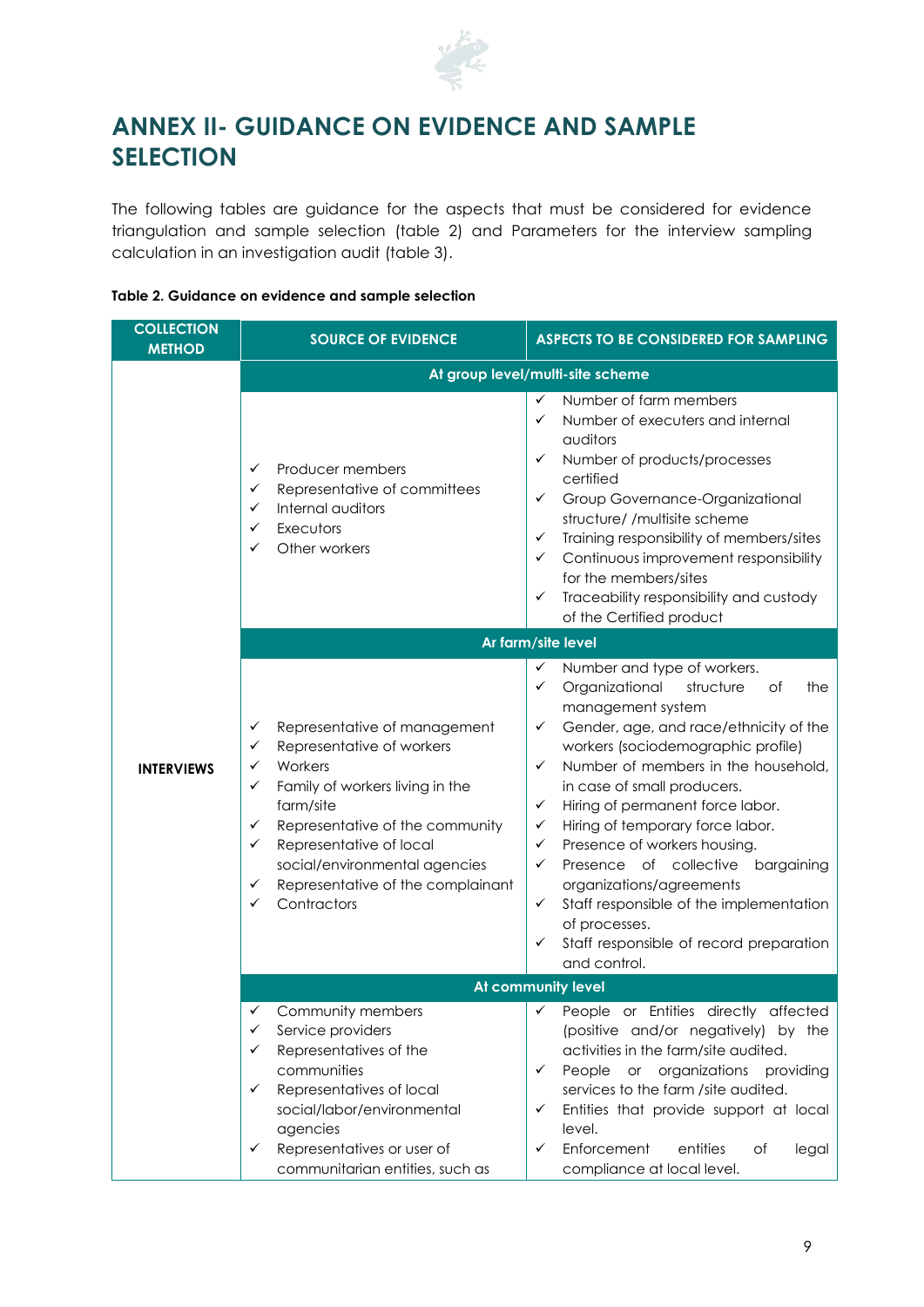# ANNEX II- GUIDANCE ON EVIDENCE AND SAMPLE SELECTION

The following tables are guidance for the aspects that must be considered for evidence triangulation and sample selection (table 2) and Parameters for the interview sampling calculation in an investigation audit (table 3).

**Table 2. Guidance on evidence and sample selection**

| COLLECTION METHOD | SOURCE OF EVIDENCE | ASPECTS TO BE CONSIDERED FOR SAMPLING |
|---|---|---|
| | **At group level/multi-site scheme** | |
| | ✓ Producer members<br>✓ Representative of committees<br>✓ Internal auditors<br>✓ Executors<br>✓ Other workers | ✓ Number of farm members<br>✓ Number of executers and internal auditors<br>✓ Number of products/processes certified<br>✓ Group Governance-Organizational structure/ /multisite scheme<br>✓ Training responsibility of members/sites<br>✓ Continuous improvement responsibility for the members/sites<br>✓ Traceability responsibility and custody of the Certified product |
| | **Ar farm/site level** | |
| **INTERVIEWS** | ✓ Representative of management<br>✓ Representative of workers<br>✓ Workers<br>✓ Family of workers living in the farm/site<br>✓ Representative of the community<br>✓ Representative of local social/environmental agencies<br>✓ Representative of the complainant<br>✓ Contractors | ✓ Number and type of workers.<br>✓ Organizational structure of the management system<br>✓ Gender, age, and race/ethnicity of the workers (sociodemographic profile)<br>✓ Number of members in the household, in case of small producers.<br>✓ Hiring of permanent force labor.<br>✓ Hiring of temporary force labor.<br>✓ Presence of workers housing.<br>✓ Presence of collective bargaining organizations/agreements<br>✓ Staff responsible of the implementation of processes.<br>✓ Staff responsible of record preparation and control. |
| | **At community level** | |
| | ✓ Community members<br>✓ Service providers<br>✓ Representatives of the communities<br>✓ Representatives of local social/labor/environmental agencies<br>✓ Representatives or user of communitarian entities, such as | ✓ People or Entities directly affected (positive and/or negatively) by the activities in the farm/site audited.<br>✓ People or organizations providing services to the farm /site audited.<br>✓ Entities that provide support at local level.<br>✓ Enforcement entities of legal compliance at local level. |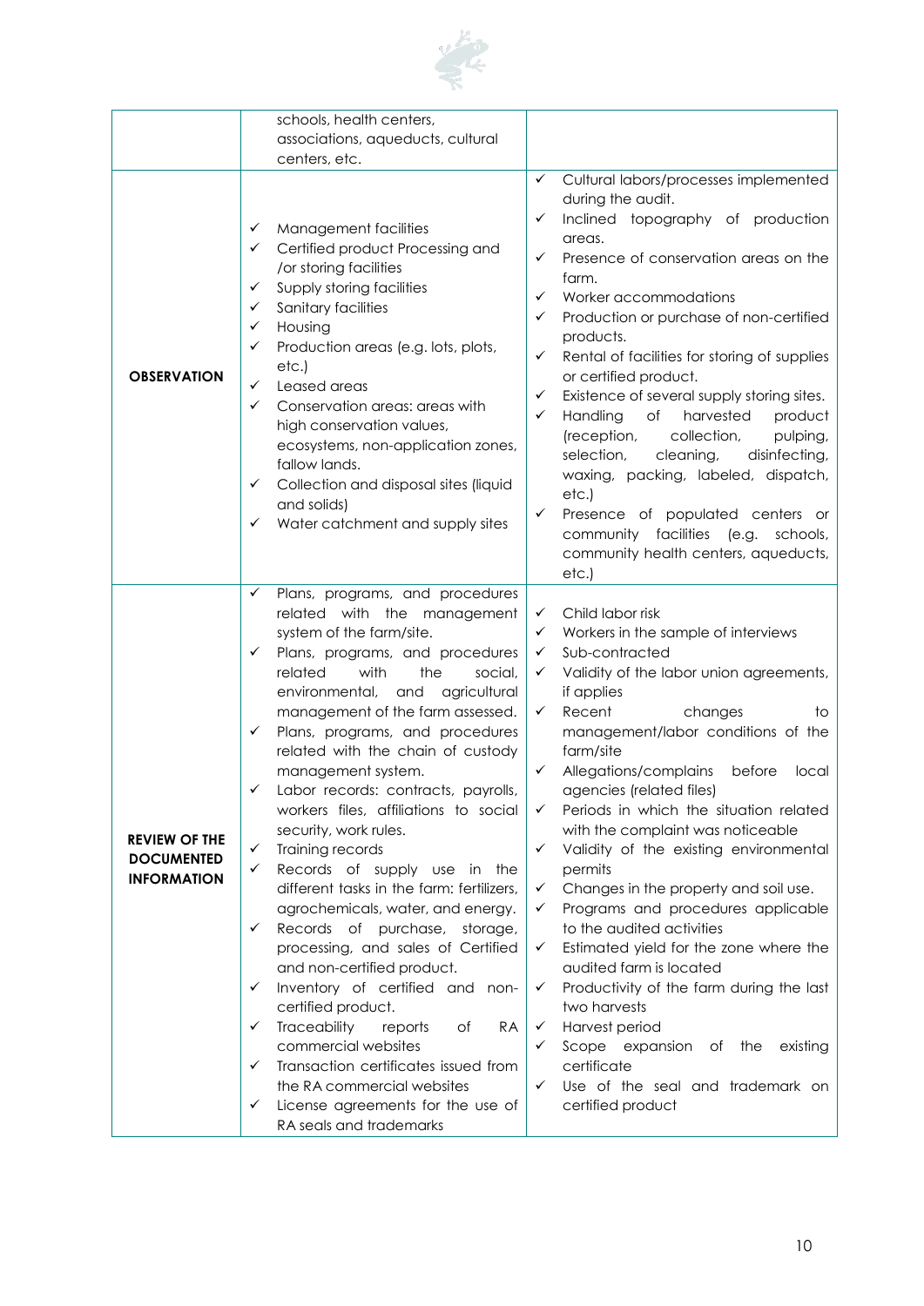|  |  |  |
|---|---|---|
|  | schools, health centers, associations, aqueducts, cultural centers, etc. |  |
| **OBSERVATION** | ✓ Management facilities<br>✓ Certified product Processing and /or storing facilities<br>✓ Supply storing facilities<br>✓ Sanitary facilities<br>✓ Housing<br>✓ Production areas (e.g. lots, plots, etc.)<br>✓ Leased areas<br>✓ Conservation areas: areas with high conservation values, ecosystems, non-application zones, fallow lands.<br>✓ Collection and disposal sites (liquid and solids)<br>✓ Water catchment and supply sites | ✓ Cultural labors/processes implemented during the audit.<br>✓ Inclined topography of production areas.<br>✓ Presence of conservation areas on the farm.<br>✓ Worker accommodations<br>✓ Production or purchase of non-certified products.<br>✓ Rental of facilities for storing of supplies or certified product.<br>✓ Existence of several supply storing sites.<br>✓ Handling of harvested product (reception, collection, pulping, selection, cleaning, disinfecting, waxing, packing, labeled, dispatch, etc.)<br>✓ Presence of populated centers or community facilities (e.g. schools, community health centers, aqueducts, etc.) |
| **REVIEW OF THE DOCUMENTED INFORMATION** | ✓ Plans, programs, and procedures related with the management system of the farm/site.<br>✓ Plans, programs, and procedures related with the social, environmental, and agricultural management of the farm assessed.<br>✓ Plans, programs, and procedures related with the chain of custody management system.<br>✓ Labor records: contracts, payrolls, workers files, affiliations to social security, work rules.<br>✓ Training records<br>✓ Records of supply use in the different tasks in the farm: fertilizers, agrochemicals, water, and energy.<br>✓ Records of purchase, storage, processing, and sales of Certified and non-certified product.<br>✓ Inventory of certified and non-certified product.<br>✓ Traceability reports of RA commercial websites<br>✓ Transaction certificates issued from the RA commercial websites<br>✓ License agreements for the use of RA seals and trademarks | ✓ Child labor risk<br>✓ Workers in the sample of interviews<br>✓ Sub-contracted<br>✓ Validity of the labor union agreements, if applies<br>✓ Recent changes to management/labor conditions of the farm/site<br>✓ Allegations/complains before local agencies (related files)<br>✓ Periods in which the situation related with the complaint was noticeable<br>✓ Validity of the existing environmental permits<br>✓ Changes in the property and soil use.<br>✓ Programs and procedures applicable to the audited activities<br>✓ Estimated yield for the zone where the audited farm is located<br>✓ Productivity of the farm during the last two harvests<br>✓ Harvest period<br>✓ Scope expansion of the existing certificate<br>✓ Use of the seal and trademark on certified product |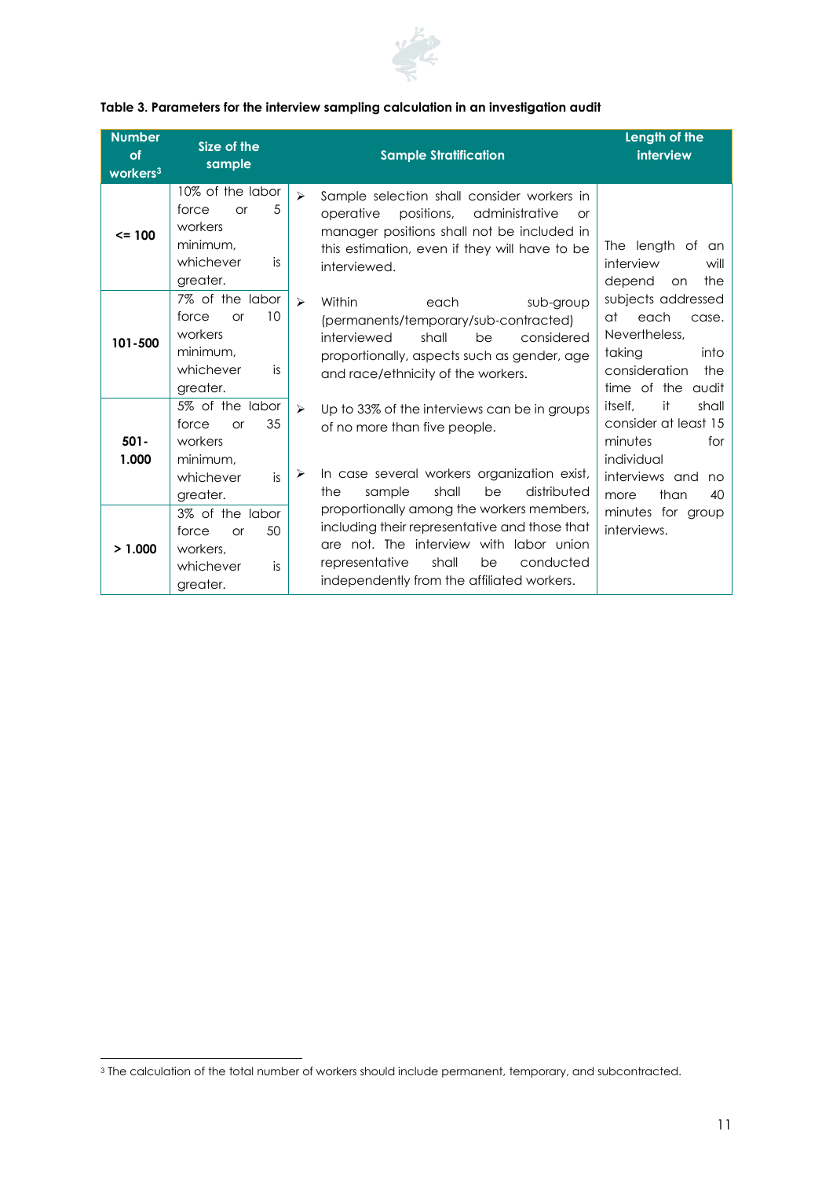**Table 3. Parameters for the interview sampling calculation in an investigation audit**

| Number of workers[3] | Size of the sample | Sample Stratification | Length of the interview |
|---|---|---|---|
| <= 100 | 10% of the labor force or 5 workers minimum, whichever is greater. | ➢ Sample selection shall consider workers in operative positions, administrative or manager positions shall not be included in this estimation, even if they will have to be interviewed. | The length of an interview will depend on the subjects addressed at each case. Nevertheless, taking into consideration the time of the audit itself, it shall consider at least 15 minutes for individual interviews and no more than 40 minutes for group interviews. |
| 101-500 | 7% of the labor force or 10 workers minimum, whichever is greater. | ➢ Within each sub-group (permanents/temporary/sub-contracted) interviewed shall be considered proportionally, aspects such as gender, age and race/ethnicity of the workers. | |
| 501-1.000 | 5% of the labor force or 35 workers minimum, whichever is greater. | ➢ Up to 33% of the interviews can be in groups of no more than five people. | |
| > 1.000 | 3% of the labor force or 50 workers, whichever is greater. | ➢ In case several workers organization exist, the sample shall be distributed proportionally among the workers members, including their representative and those that are not. The interview with labor union representative shall be conducted independently from the affiliated workers. | |

[3] The calculation of the total number of workers should include permanent, temporary, and subcontracted.